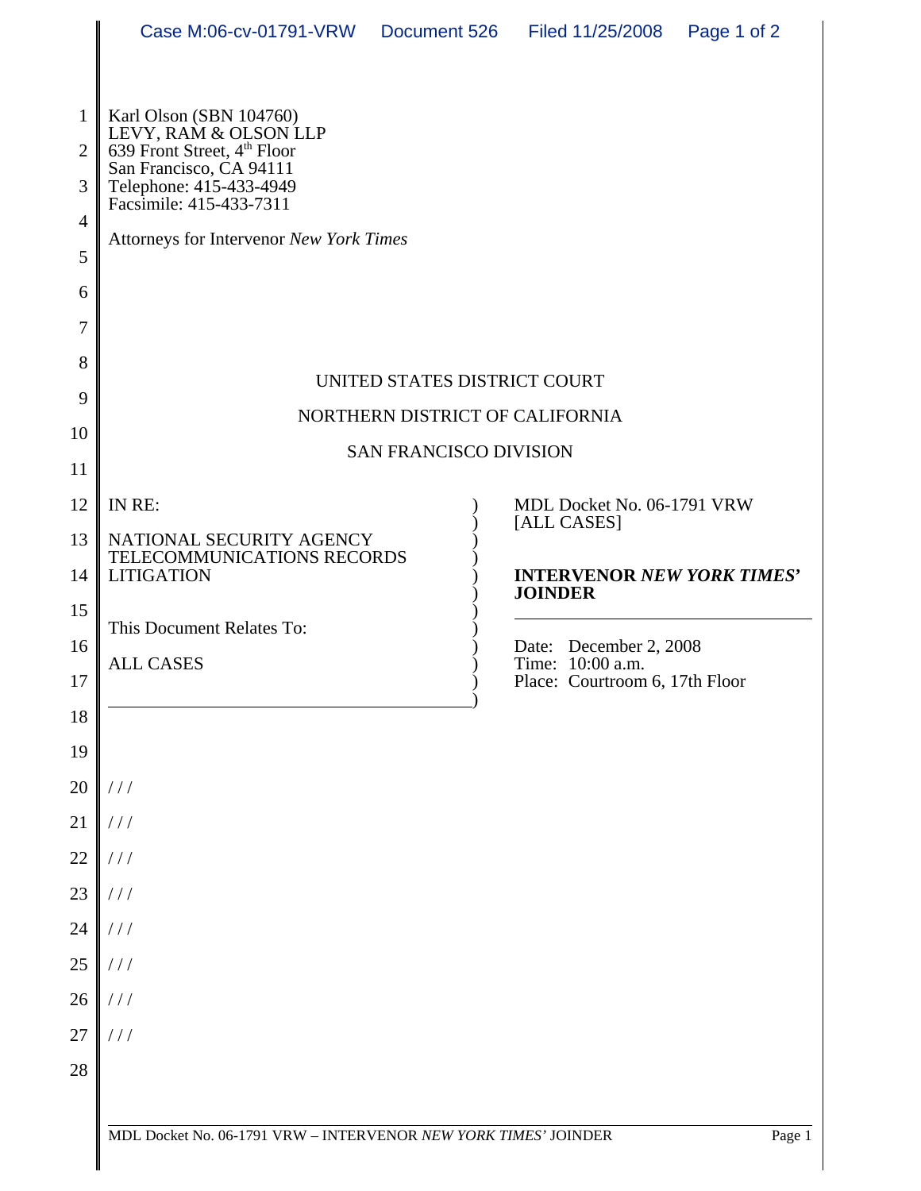Karl Olson (SBN 104760)
LEVY, RAM & OLSON LLP
639 Front Street, 4th Floor
San Francisco, CA 94111
Telephone: 415-433-4949
Facsimile: 415-433-7311

Attorneys for Intervenor *New York Times*

UNITED STATES DISTRICT COURT

NORTHERN DISTRICT OF CALIFORNIA

SAN FRANCISCO DIVISION

IN RE:

NATIONAL SECURITY AGENCY TELECOMMUNICATIONS RECORDS LITIGATION

This Document Relates To:

ALL CASES

MDL Docket No. 06-1791 VRW [ALL CASES]

**INTERVENOR *NEW YORK TIMES'* JOINDER**

Date: December 2, 2008
Time: 10:00 a.m.
Place: Courtroom 6, 17th Floor

/ / /

/ / /

/ / /

/ / /

/ / /

/ / /

/ / /

/ / /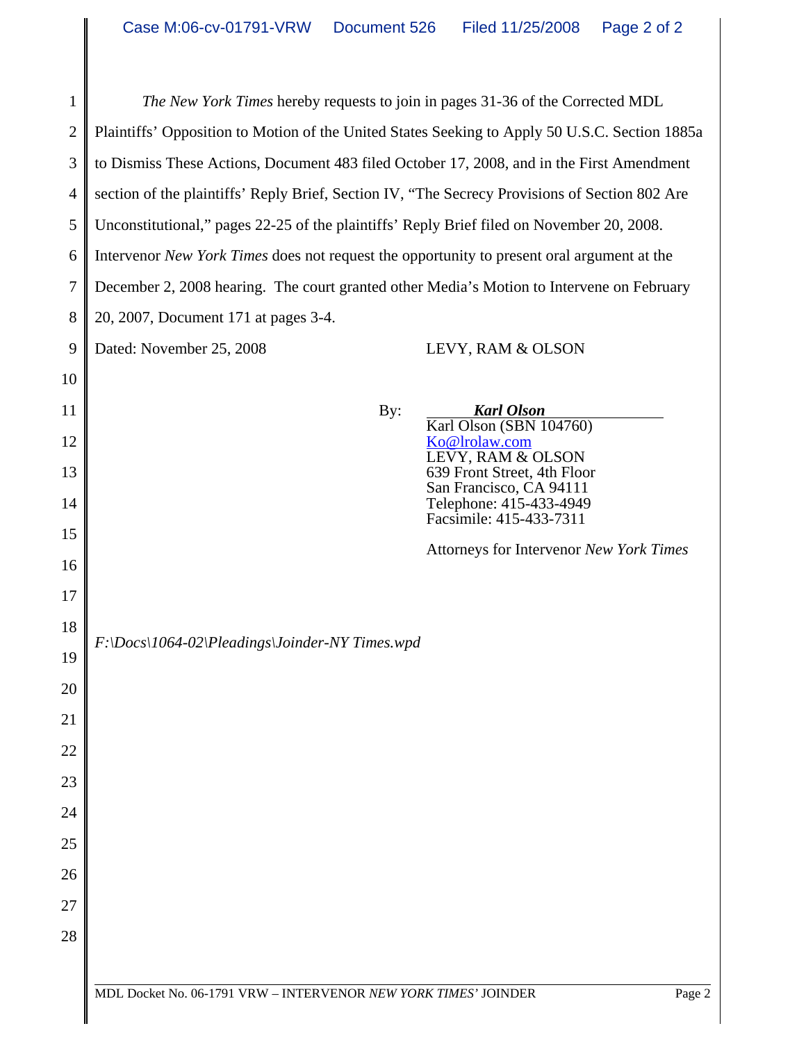*The New York Times* hereby requests to join in pages 31-36 of the Corrected MDL Plaintiffs' Opposition to Motion of the United States Seeking to Apply 50 U.S.C. Section 1885a to Dismiss These Actions, Document 483 filed October 17, 2008, and in the First Amendment section of the plaintiffs' Reply Brief, Section IV, "The Secrecy Provisions of Section 802 Are Unconstitutional," pages 22-25 of the plaintiffs' Reply Brief filed on November 20, 2008. Intervenor *New York Times* does not request the opportunity to present oral argument at the December 2, 2008 hearing. The court granted other Media's Motion to Intervene on February 20, 2007, Document 171 at pages 3-4.

Dated: November 25, 2008

LEVY, RAM & OLSON

By: ***Karl Olson***
Karl Olson (SBN 104760)
Ko@lrolaw.com
LEVY, RAM & OLSON
639 Front Street, 4th Floor
San Francisco, CA 94111
Telephone: 415-433-4949
Facsimile: 415-433-7311

Attorneys for Intervenor *New York Times*

*F:\Docs\1064-02\Pleadings\Joinder-NY Times.wpd*

MDL Docket No. 06-1791 VRW – INTERVENOR *NEW YORK TIMES'* JOINDER